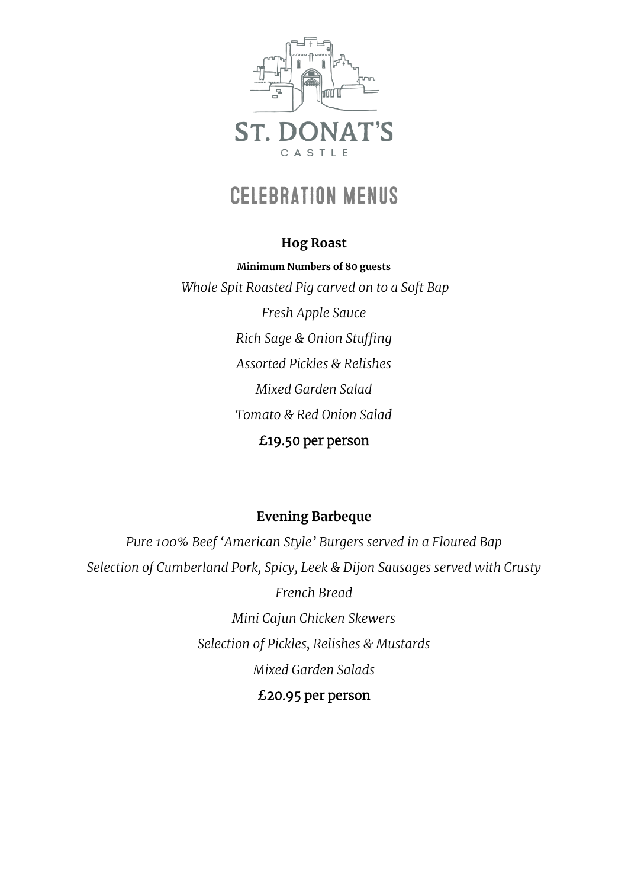# ST. DONAT'S CASTLE

## CELEBRATION MENUS

### Hog Roast

**Minimum Numbers of 80 guests**

*Whole Spit Roasted Pig carved on to a Soft Bap*

*Fresh Apple Sauce*

*Rich Sage & Onion Stuffing*

*Assorted Pickles & Relishes*

*Mixed Garden Salad*

*Tomato & Red Onion Salad*

£19.50 per person

### Evening Barbeque

*Pure 100% Beef 'American Style' Burgers served in a Floured Bap*

*Selection of Cumberland Pork, Spicy, Leek & Dijon Sausages served with Crusty French Bread*

*Mini Cajun Chicken Skewers*

*Selection of Pickles, Relishes & Mustards*

*Mixed Garden Salads*

£20.95 per person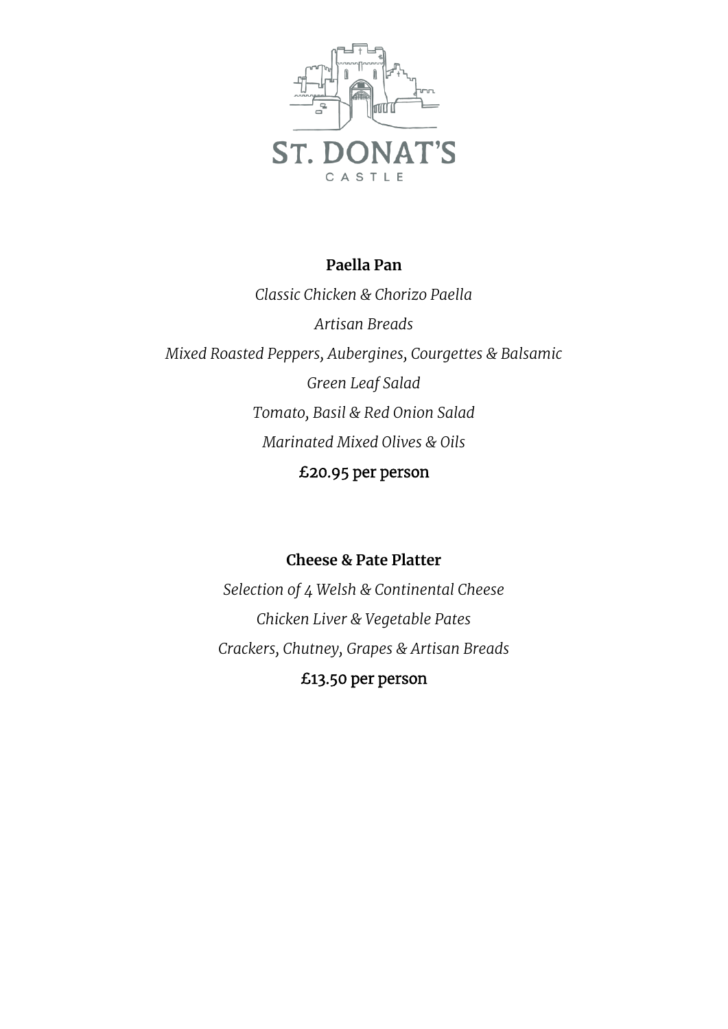ST. DONAT'S

CASTLE

**Paella Pan**

*Classic Chicken & Chorizo Paella*

*Artisan Breads*

*Mixed Roasted Peppers, Aubergines, Courgettes & Balsamic*

*Green Leaf Salad*

*Tomato, Basil & Red Onion Salad*

*Marinated Mixed Olives & Oils*

£20.95 per person

**Cheese & Pate Platter**

*Selection of 4 Welsh & Continental Cheese*

*Chicken Liver & Vegetable Pates*

*Crackers, Chutney, Grapes & Artisan Breads*

£13.50 per person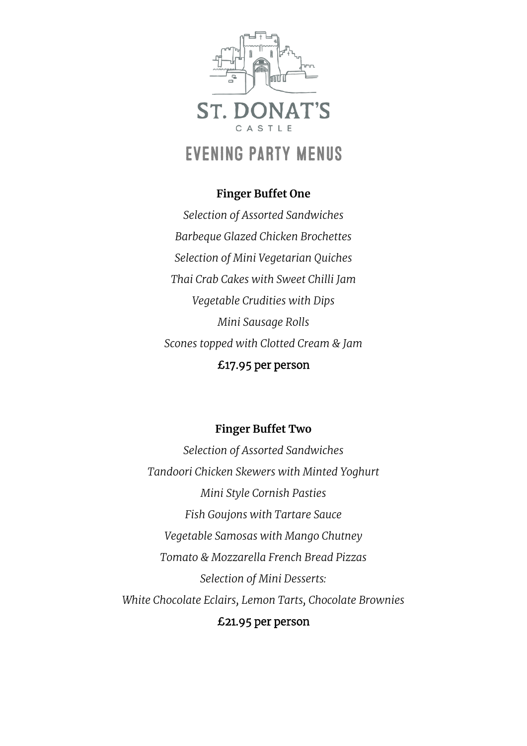# ST. DONAT'S CASTLE

## EVENING PARTY MENUS

### Finger Buffet One

*Selection of Assorted Sandwiches*

*Barbeque Glazed Chicken Brochettes*

*Selection of Mini Vegetarian Quiches*

*Thai Crab Cakes with Sweet Chilli Jam*

*Vegetable Crudities with Dips*

*Mini Sausage Rolls*

*Scones topped with Clotted Cream & Jam*

£17.95 per person

### Finger Buffet Two

*Selection of Assorted Sandwiches*

*Tandoori Chicken Skewers with Minted Yoghurt*

*Mini Style Cornish Pasties*

*Fish Goujons with Tartare Sauce*

*Vegetable Samosas with Mango Chutney*

*Tomato & Mozzarella French Bread Pizzas*

*Selection of Mini Desserts:*

*White Chocolate Eclairs, Lemon Tarts, Chocolate Brownies*

£21.95 per person